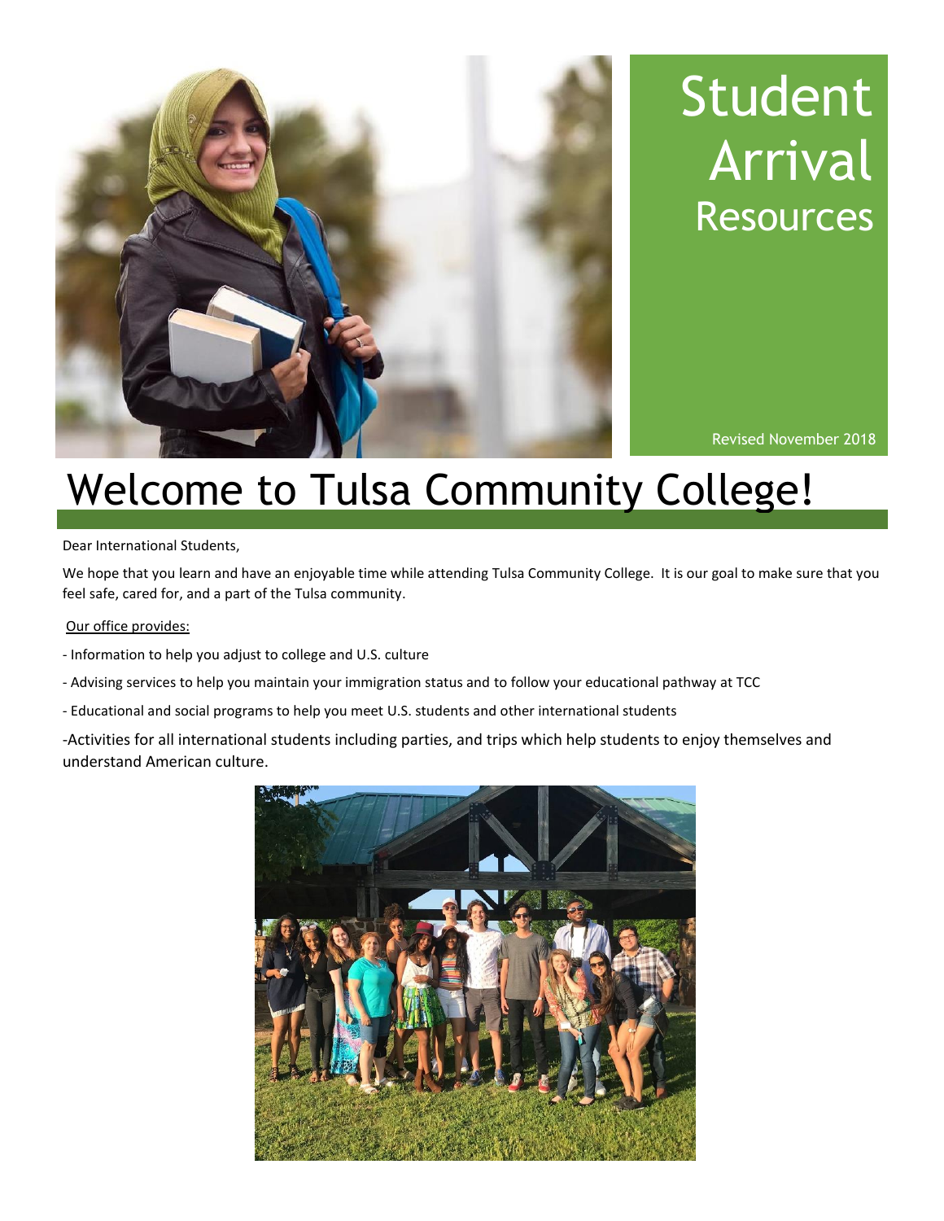# Student Arrival Resources

Revised November 2018

# Welcome to Tulsa Community College!

Dear International Students,

We hope that you learn and have an enjoyable time while attending Tulsa Community College. It is our goal to make sure that you feel safe, cared for, and a part of the Tulsa community.

Our office provides:

- Information to help you adjust to college and U.S. culture
- Advising services to help you maintain your immigration status and to follow your educational pathway at TCC
- Educational and social programs to help you meet U.S. students and other international students
- Activities for all international students including parties, and trips which help students to enjoy themselves and understand American culture.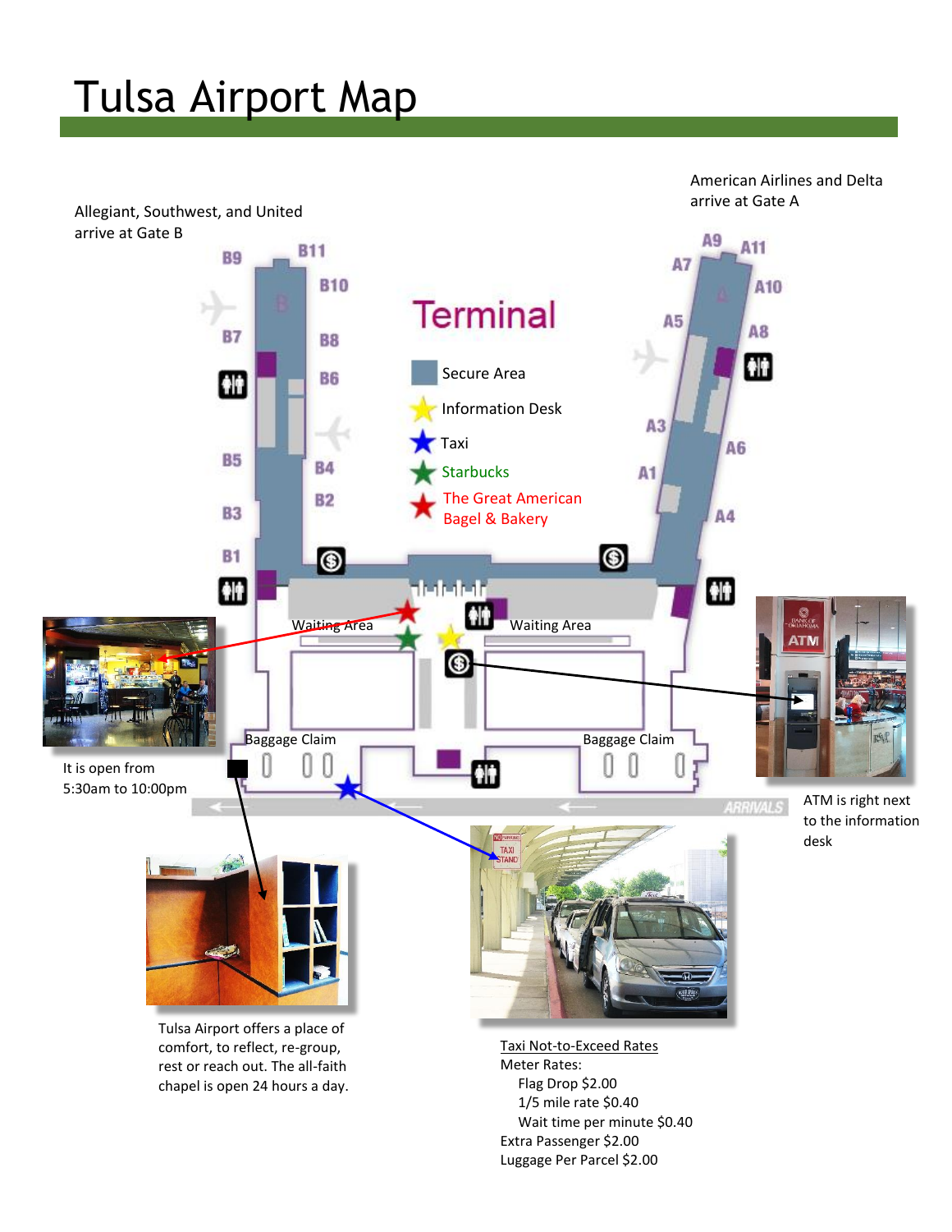# Tulsa Airport Map

Allegiant, Southwest, and United arrive at Gate B

American Airlines and Delta arrive at Gate A

Terminal

- Secure Area
- Information Desk
- Taxi
- Starbucks
- The Great American Bagel & Bakery

It is open from 5:30am to 10:00pm

ATM is right next to the information desk

Tulsa Airport offers a place of comfort, to reflect, re-group, rest or reach out. The all-faith chapel is open 24 hours a day.

Taxi Not-to-Exceed Rates

Meter Rates:

- Flag Drop $2.00
- 1/5 mile rate $0.40
- Wait time per minute $0.40

Extra Passenger $2.00

Luggage Per Parcel $2.00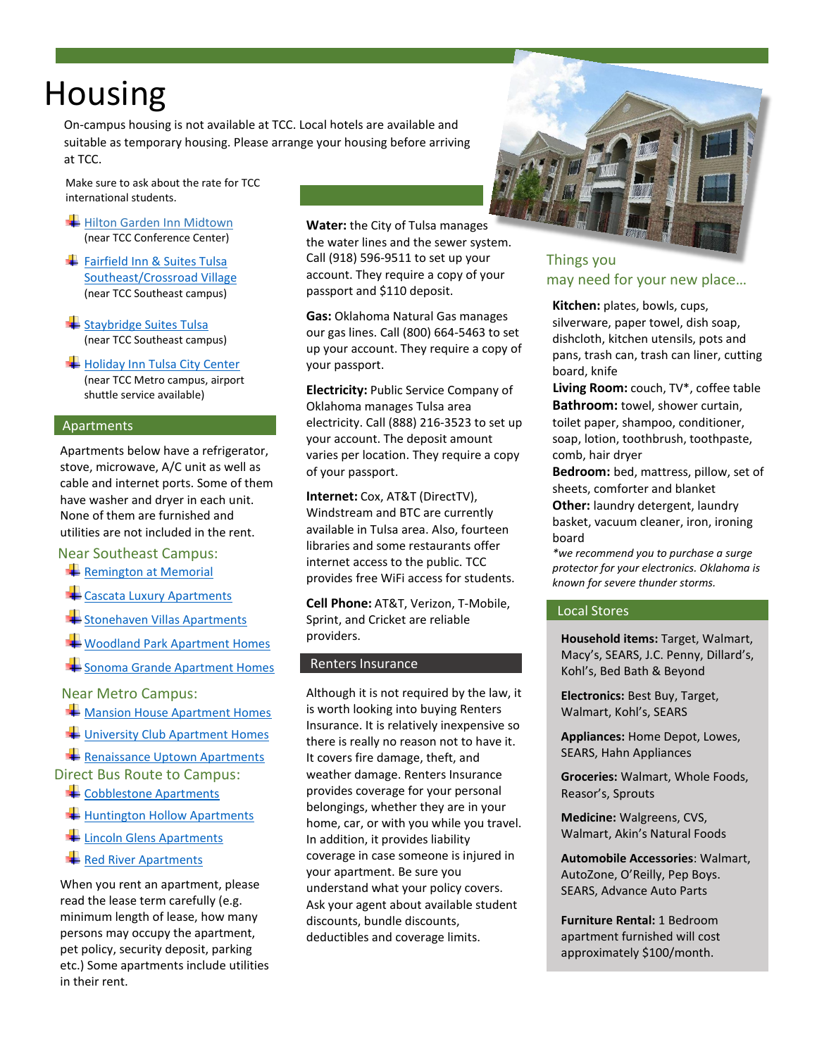# Housing

On-campus housing is not available at TCC. Local hotels are available and suitable as temporary housing. Please arrange your housing before arriving at TCC.

Make sure to ask about the rate for TCC international students.

- Hilton Garden Inn Midtown (near TCC Conference Center)
- Fairfield Inn & Suites Tulsa Southeast/Crossroad Village (near TCC Southeast campus)
- Staybridge Suites Tulsa (near TCC Southeast campus)
- Holiday Inn Tulsa City Center (near TCC Metro campus, airport shuttle service available)

## Apartments

Apartments below have a refrigerator, stove, microwave, A/C unit as well as cable and internet ports. Some of them have washer and dryer in each unit. None of them are furnished and utilities are not included in the rent.

### Near Southeast Campus:

- Remington at Memorial
- Cascata Luxury Apartments
- Stonehaven Villas Apartments
- Woodland Park Apartment Homes
- Sonoma Grande Apartment Homes

### Near Metro Campus:

- Mansion House Apartment Homes
- University Club Apartment Homes
- Renaissance Uptown Apartments

### Direct Bus Route to Campus:

- Cobblestone Apartments
- Huntington Hollow Apartments
- Lincoln Glens Apartments
- Red River Apartments

When you rent an apartment, please read the lease term carefully (e.g. minimum length of lease, how many persons may occupy the apartment, pet policy, security deposit, parking etc.) Some apartments include utilities in their rent.

**Water:** the City of Tulsa manages the water lines and the sewer system. Call (918) 596-9511 to set up your account. They require a copy of your passport and $110 deposit.

**Gas:** Oklahoma Natural Gas manages our gas lines. Call (800) 664-5463 to set up your account. They require a copy of your passport.

**Electricity:** Public Service Company of Oklahoma manages Tulsa area electricity. Call (888) 216-3523 to set up your account. The deposit amount varies per location. They require a copy of your passport.

**Internet:** Cox, AT&T (DirectTV), Windstream and BTC are currently available in Tulsa area. Also, fourteen libraries and some restaurants offer internet access to the public. TCC provides free WiFi access for students.

**Cell Phone:** AT&T, Verizon, T-Mobile, Sprint, and Cricket are reliable providers.

## Renters Insurance

Although it is not required by the law, it is worth looking into buying Renters Insurance. It is relatively inexpensive so there is really no reason not to have it. It covers fire damage, theft, and weather damage. Renters Insurance provides coverage for your personal belongings, whether they are in your home, car, or with you while you travel. In addition, it provides liability coverage in case someone is injured in your apartment. Be sure you understand what your policy covers. Ask your agent about available student discounts, bundle discounts, deductibles and coverage limits.

## Things you may need for your new place…

**Kitchen:** plates, bowls, cups, silverware, paper towel, dish soap, dishcloth, kitchen utensils, pots and pans, trash can, trash can liner, cutting board, knife

**Living Room:** couch, TV*, coffee table

**Bathroom:** towel, shower curtain, toilet paper, shampoo, conditioner, soap, lotion, toothbrush, toothpaste, comb, hair dryer

**Bedroom:** bed, mattress, pillow, set of sheets, comforter and blanket

**Other:** laundry detergent, laundry basket, vacuum cleaner, iron, ironing board

*\*we recommend you to purchase a surge protector for your electronics. Oklahoma is known for severe thunder storms.*

## Local Stores

**Household items:** Target, Walmart, Macy's, SEARS, J.C. Penny, Dillard's, Kohl's, Bed Bath & Beyond

**Electronics:** Best Buy, Target, Walmart, Kohl's, SEARS

**Appliances:** Home Depot, Lowes, SEARS, Hahn Appliances

**Groceries:** Walmart, Whole Foods, Reasor's, Sprouts

**Medicine:** Walgreens, CVS, Walmart, Akin's Natural Foods

**Automobile Accessories**: Walmart, AutoZone, O'Reilly, Pep Boys. SEARS, Advance Auto Parts

**Furniture Rental:** 1 Bedroom apartment furnished will cost approximately $100/month.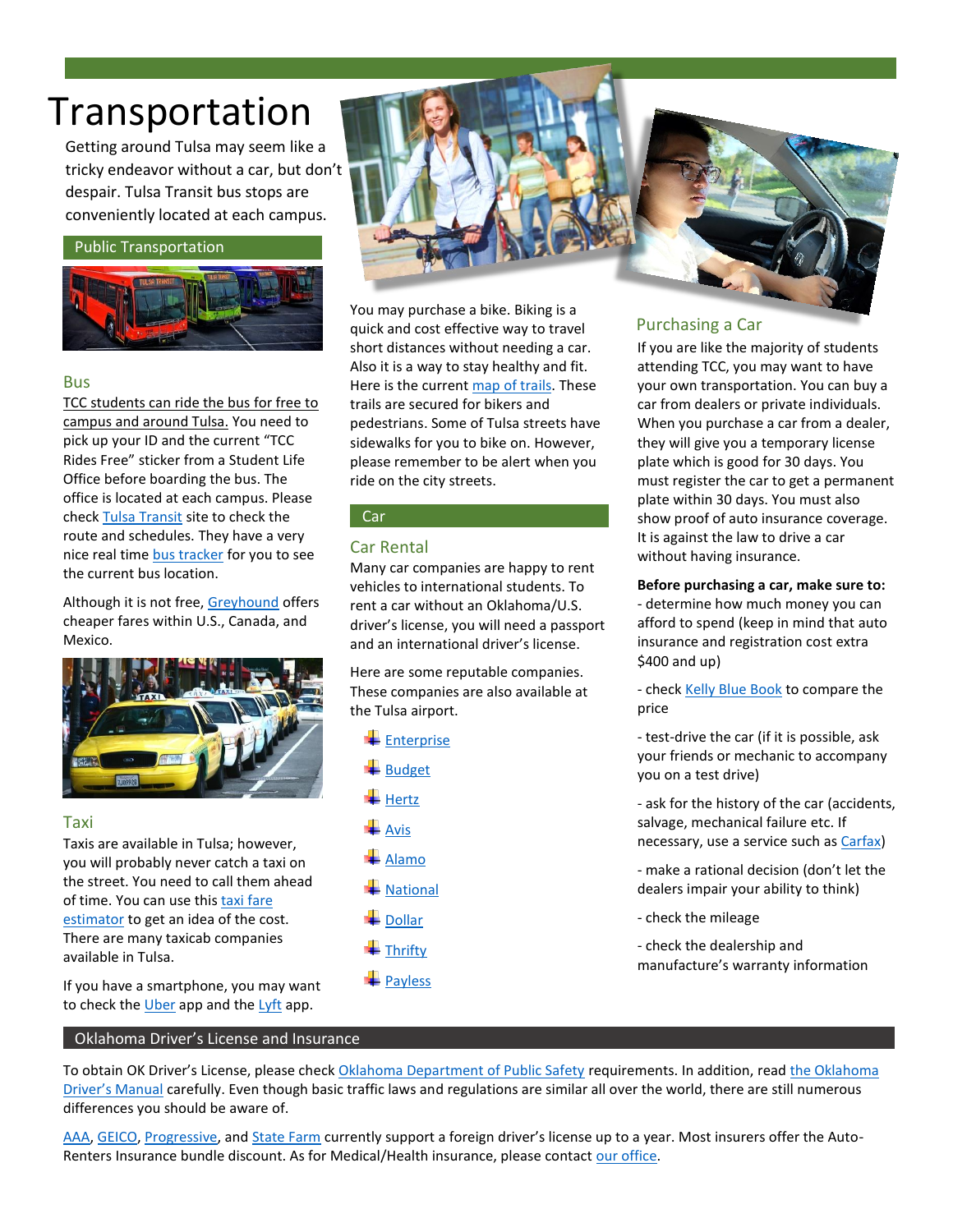# Transportation

Getting around Tulsa may seem like a tricky endeavor without a car, but don't despair. Tulsa Transit bus stops are conveniently located at each campus.

## Public Transportation

### Bus

TCC students can ride the bus for free to campus and around Tulsa. You need to pick up your ID and the current "TCC Rides Free" sticker from a Student Life Office before boarding the bus. The office is located at each campus. Please check Tulsa Transit site to check the route and schedules. They have a very nice real time bus tracker for you to see the current bus location.

Although it is not free, Greyhound offers cheaper fares within U.S., Canada, and Mexico.

### Taxi

Taxis are available in Tulsa; however, you will probably never catch a taxi on the street. You need to call them ahead of time. You can use this taxi fare estimator to get an idea of the cost. There are many taxicab companies available in Tulsa.

If you have a smartphone, you may want to check the Uber app and the Lyft app.

You may purchase a bike. Biking is a quick and cost effective way to travel short distances without needing a car. Also it is a way to stay healthy and fit. Here is the current map of trails. These trails are secured for bikers and pedestrians. Some of Tulsa streets have sidewalks for you to bike on. However, please remember to be alert when you ride on the city streets.

## Car

### Car Rental

Many car companies are happy to rent vehicles to international students. To rent a car without an Oklahoma/U.S. driver's license, you will need a passport and an international driver's license.

Here are some reputable companies. These companies are also available at the Tulsa airport.

- Enterprise
- Budget
- Hertz
- Avis
- Alamo
- National
- Dollar
- Thrifty
- Payless

### Purchasing a Car

If you are like the majority of students attending TCC, you may want to have your own transportation. You can buy a car from dealers or private individuals. When you purchase a car from a dealer, they will give you a temporary license plate which is good for 30 days. You must register the car to get a permanent plate within 30 days. You must also show proof of auto insurance coverage. It is against the law to drive a car without having insurance.

**Before purchasing a car, make sure to:**

- determine how much money you can afford to spend (keep in mind that auto insurance and registration cost extra $400 and up)

- check Kelly Blue Book to compare the price

- test-drive the car (if it is possible, ask your friends or mechanic to accompany you on a test drive)

- ask for the history of the car (accidents, salvage, mechanical failure etc. If necessary, use a service such as Carfax)

- make a rational decision (don't let the dealers impair your ability to think)

- check the mileage

- check the dealership and manufacture's warranty information

## Oklahoma Driver's License and Insurance

To obtain OK Driver's License, please check Oklahoma Department of Public Safety requirements. In addition, read the Oklahoma Driver's Manual carefully. Even though basic traffic laws and regulations are similar all over the world, there are still numerous differences you should be aware of.

AAA, GEICO, Progressive, and State Farm currently support a foreign driver's license up to a year. Most insurers offer the Auto-Renters Insurance bundle discount. As for Medical/Health insurance, please contact our office.